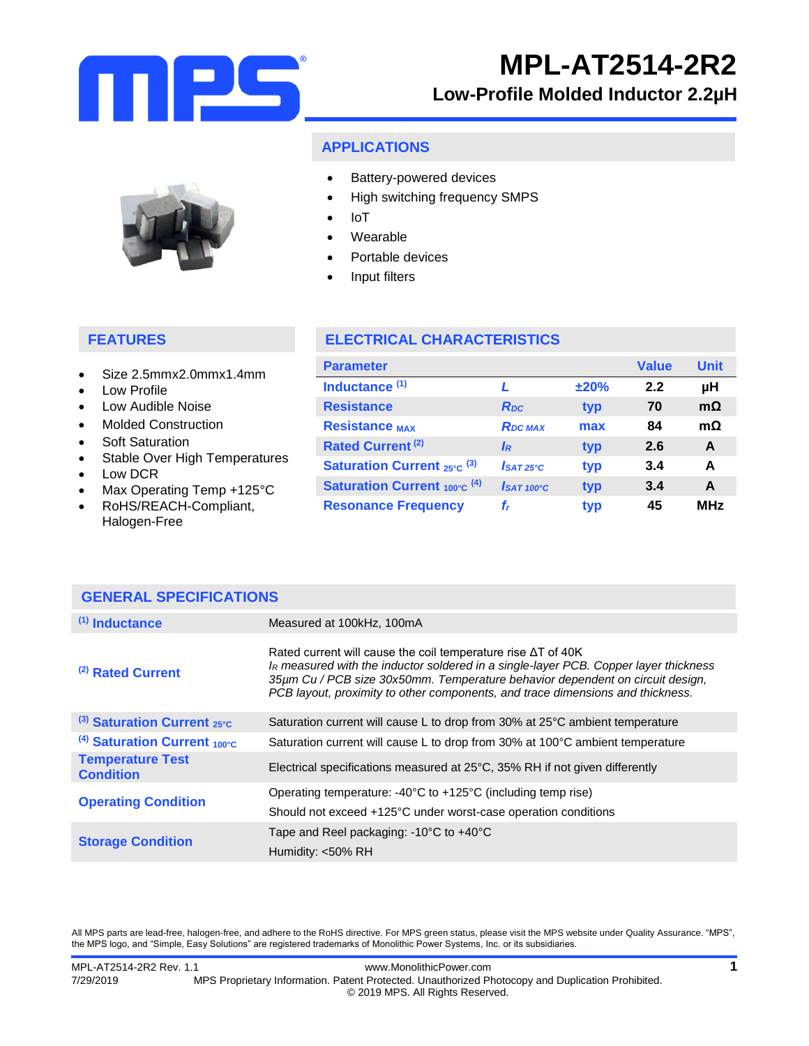# MPL-AT2514-2R2

## Low-Profile Molded Inductor 2.2µH

## APPLICATIONS

- Battery-powered devices
- High switching frequency SMPS
- IoT
- Wearable
- Portable devices
- Input filters

## FEATURES

- Size 2.5mmx2.0mmx1.4mm
- Low Profile
- Low Audible Noise
- Molded Construction
- Soft Saturation
- Stable Over High Temperatures
- Low DCR
- Max Operating Temp +125°C
- RoHS/REACH-Compliant, Halogen-Free

## ELECTRICAL CHARACTERISTICS

| Parameter | | | Value | Unit |
|---|---|---|---|---|
| Inductance [(1)] | $L$ | ±20% | 2.2 | µH |
| Resistance | $R_{DC}$ | typ | 70 | mΩ |
| Resistance $_{MAX}$ | $R_{DC\ MAX}$ | max | 84 | mΩ |
| Rated Current [(2)] | $I_R$ | typ | 2.6 | A |
| Saturation Current $_{25°C}$ [(3)] | $I_{SAT\ 25°C}$ | typ | 3.4 | A |
| Saturation Current $_{100°C}$ [(4)] | $I_{SAT\ 100°C}$ | typ | 3.4 | A |
| Resonance Frequency | $f_r$ | typ | 45 | MHz |

## GENERAL SPECIFICATIONS

| | |
|---|---|
| [(1)] Inductance | Measured at 100kHz, 100mA |
| [(2)] Rated Current | Rated current will cause the coil temperature rise ΔT of 40K<br>*$I_R$ measured with the inductor soldered in a single-layer PCB. Copper layer thickness 35µm Cu / PCB size 30x50mm. Temperature behavior dependent on circuit design, PCB layout, proximity to other components, and trace dimensions and thickness.* |
| [(3)] Saturation Current $_{25°C}$ | Saturation current will cause L to drop from 30% at 25°C ambient temperature |
| [(4)] Saturation Current $_{100°C}$ | Saturation current will cause L to drop from 30% at 100°C ambient temperature |
| Temperature Test Condition | Electrical specifications measured at 25°C, 35% RH if not given differently |
| Operating Condition | Operating temperature: -40°C to +125°C (including temp rise)<br>Should not exceed +125°C under worst-case operation conditions |
| Storage Condition | Tape and Reel packaging: -10°C to +40°C<br>Humidity: <50% RH |

All MPS parts are lead-free, halogen-free, and adhere to the RoHS directive. For MPS green status, please visit the MPS website under Quality Assurance. "MPS", the MPS logo, and "Simple, Easy Solutions" are registered trademarks of Monolithic Power Systems, Inc. or its subsidiaries.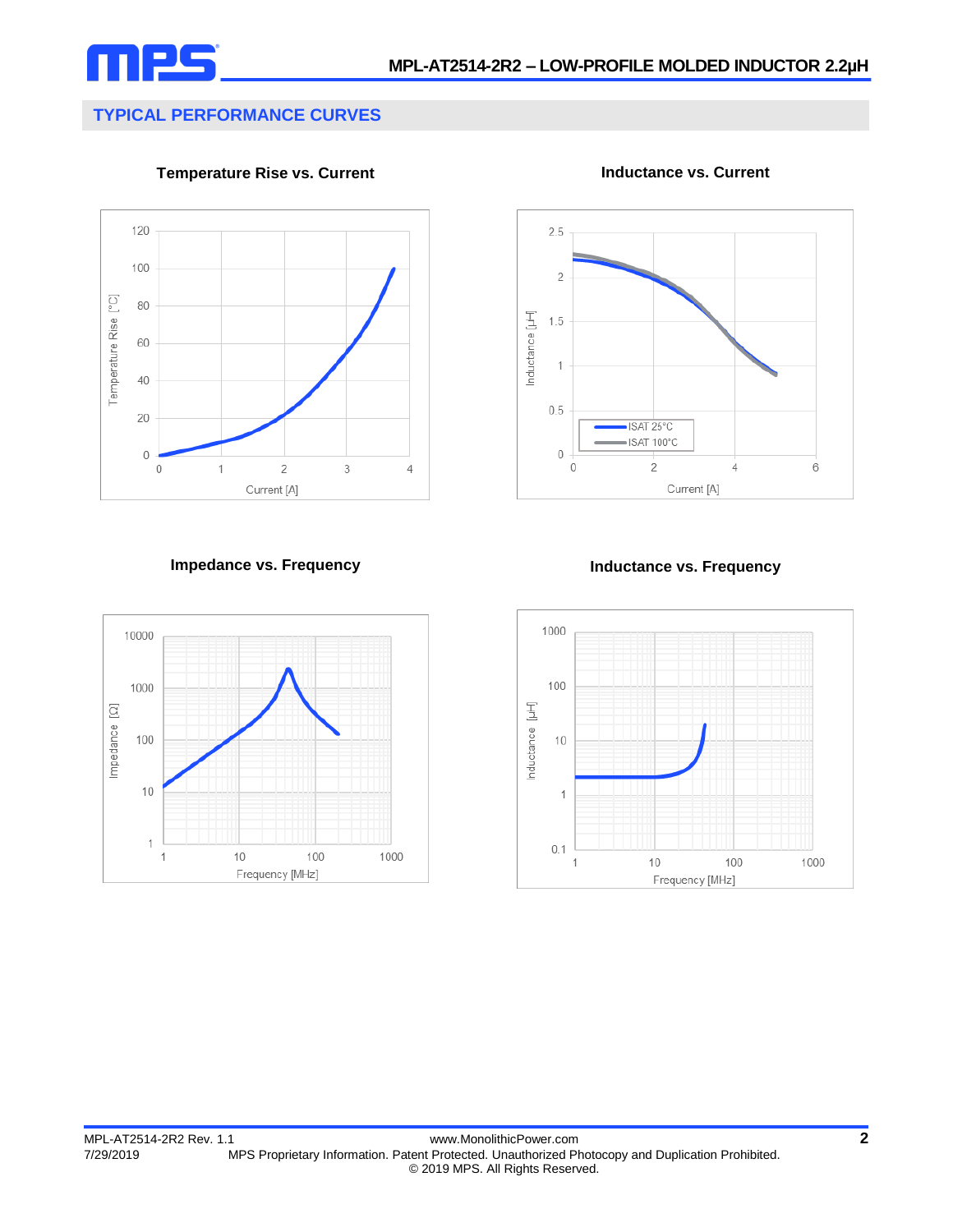## TYPICAL PERFORMANCE CURVES

**Temperature Rise vs. Current**

**Inductance vs. Current**

**Impedance vs. Frequency**

**Inductance vs. Frequency**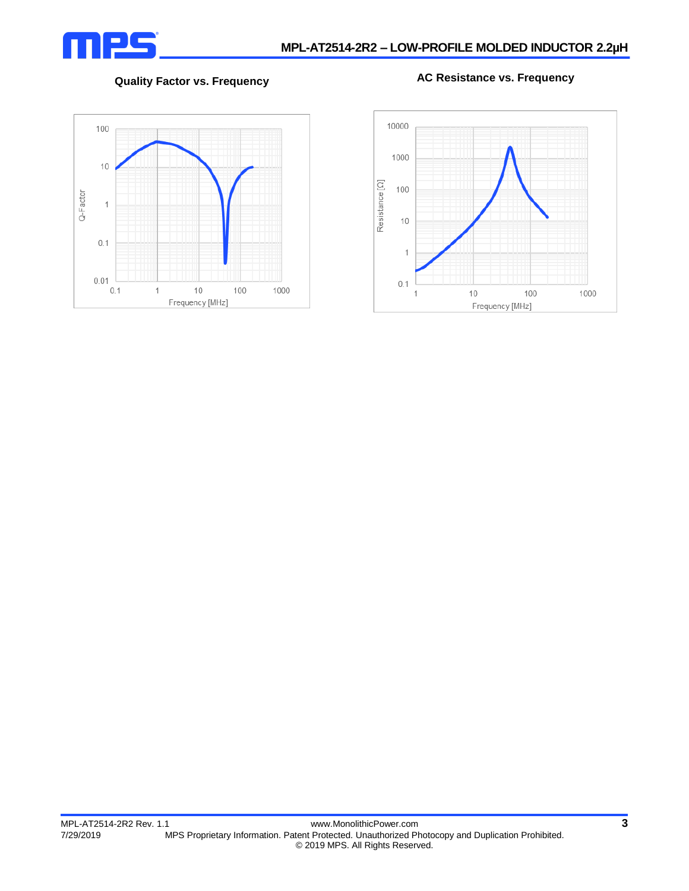**Quality Factor vs. Frequency**

**AC Resistance vs. Frequency**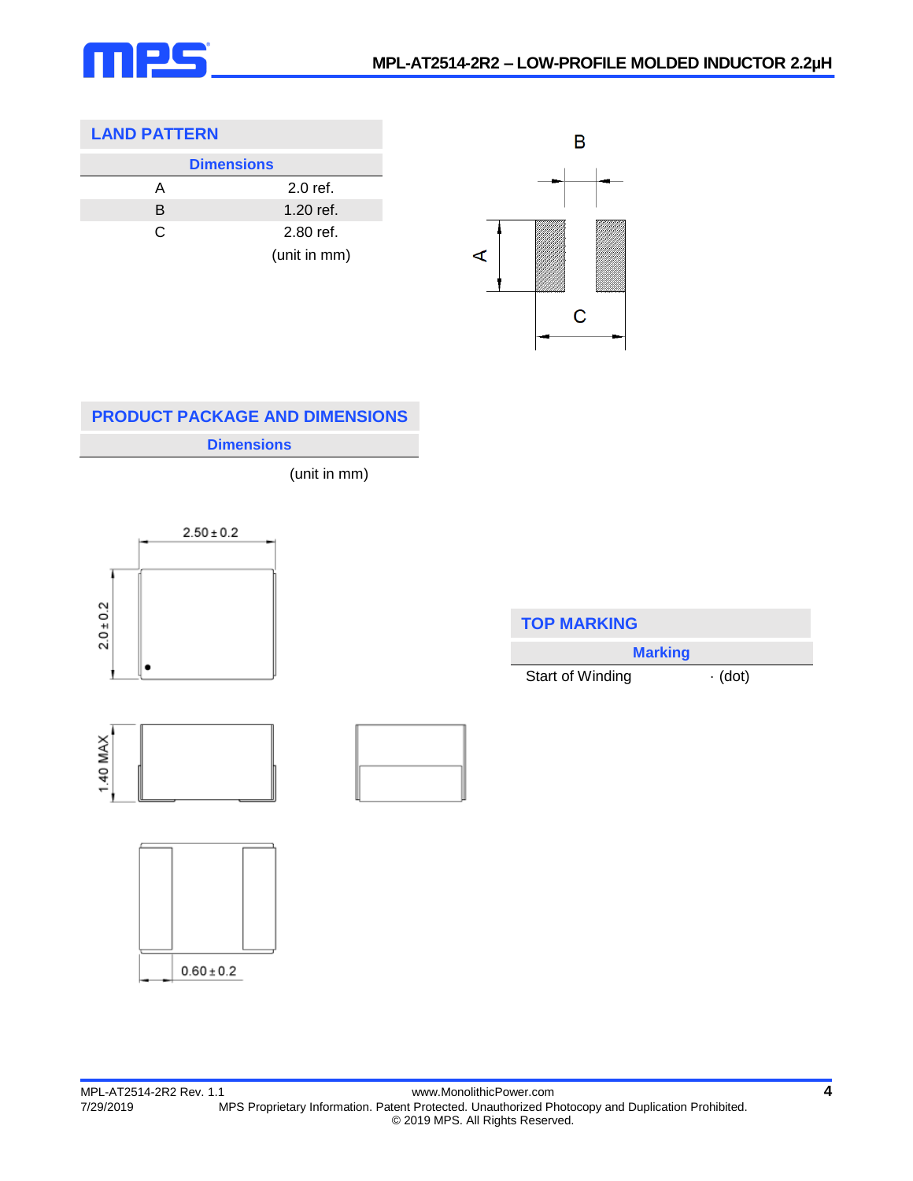## LAND PATTERN

| Dimensions | |
|---|---|
| A | 2.0 ref. |
| B | 1.20 ref. |
| C | 2.80 ref. |
| | (unit in mm) |

## PRODUCT PACKAGE AND DIMENSIONS

| Dimensions |
|---|
| (unit in mm) |

2.50 ± 0.2

2.0 ± 0.2

1.40 MAX

0.60 ± 0.2

## TOP MARKING

| Marking | |
|---|---|
| Start of Winding | · (dot) |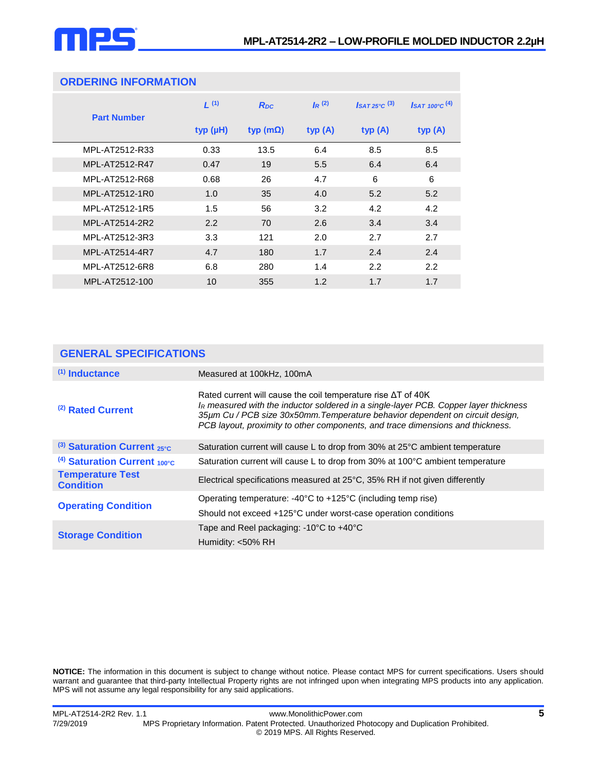## ORDERING INFORMATION

| Part Number | $L$ [1] typ (µH) | $R_{DC}$ typ (mΩ) | $I_R$ [2] typ (A) | $I_{SAT\ 25°C}$ [3] typ (A) | $I_{SAT\ 100°C}$ [4] typ (A) |
|---|---|---|---|---|---|
| MPL-AT2512-R33 | 0.33 | 13.5 | 6.4 | 8.5 | 8.5 |
| MPL-AT2512-R47 | 0.47 | 19 | 5.5 | 6.4 | 6.4 |
| MPL-AT2512-R68 | 0.68 | 26 | 4.7 | 6 | 6 |
| MPL-AT2512-1R0 | 1.0 | 35 | 4.0 | 5.2 | 5.2 |
| MPL-AT2512-1R5 | 1.5 | 56 | 3.2 | 4.2 | 4.2 |
| MPL-AT2514-2R2 | 2.2 | 70 | 2.6 | 3.4 | 3.4 |
| MPL-AT2512-3R3 | 3.3 | 121 | 2.0 | 2.7 | 2.7 |
| MPL-AT2514-4R7 | 4.7 | 180 | 1.7 | 2.4 | 2.4 |
| MPL-AT2512-6R8 | 6.8 | 280 | 1.4 | 2.2 | 2.2 |
| MPL-AT2512-100 | 10 | 355 | 1.2 | 1.7 | 1.7 |

## GENERAL SPECIFICATIONS

| | |
|---|---|
| [1] **Inductance** | Measured at 100kHz, 100mA |
| [2] **Rated Current** | Rated current will cause the coil temperature rise ΔT of 40K<br>*$I_R$ measured with the inductor soldered in a single-layer PCB. Copper layer thickness 35µm Cu / PCB size 30x50mm. Temperature behavior dependent on circuit design, PCB layout, proximity to other components, and trace dimensions and thickness.* |
| [3] **Saturation Current $_{25°C}$** | Saturation current will cause L to drop from 30% at 25°C ambient temperature |
| [4] **Saturation Current $_{100°C}$** | Saturation current will cause L to drop from 30% at 100°C ambient temperature |
| **Temperature Test Condition** | Electrical specifications measured at 25°C, 35% RH if not given differently |
| **Operating Condition** | Operating temperature: -40°C to +125°C (including temp rise)<br>Should not exceed +125°C under worst-case operation conditions |
| **Storage Condition** | Tape and Reel packaging: -10°C to +40°C<br>Humidity: <50% RH |

**NOTICE:** The information in this document is subject to change without notice. Please contact MPS for current specifications. Users should warrant and guarantee that third-party Intellectual Property rights are not infringed upon when integrating MPS products into any application. MPS will not assume any legal responsibility for any said applications.